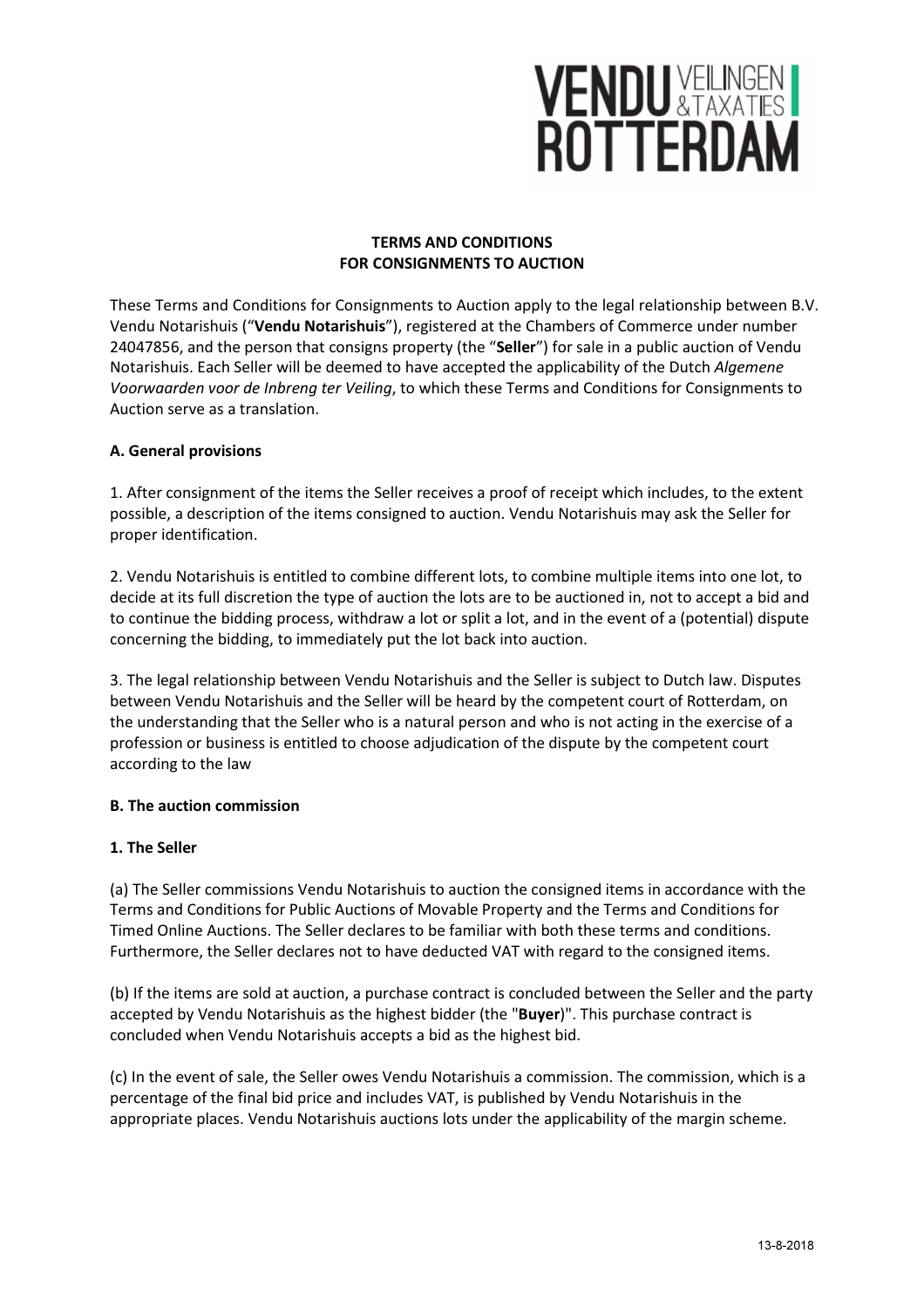**TERMS AND CONDITIONS**
**FOR CONSIGNMENTS TO AUCTION**

These Terms and Conditions for Consignments to Auction apply to the legal relationship between B.V. Vendu Notarishuis ("**Vendu Notarishuis**"), registered at the Chambers of Commerce under number 24047856, and the person that consigns property (the "**Seller**") for sale in a public auction of Vendu Notarishuis. Each Seller will be deemed to have accepted the applicability of the Dutch *Algemene Voorwaarden voor de Inbreng ter Veiling*, to which these Terms and Conditions for Consignments to Auction serve as a translation.

### A. General provisions

1. After consignment of the items the Seller receives a proof of receipt which includes, to the extent possible, a description of the items consigned to auction. Vendu Notarishuis may ask the Seller for proper identification.

2. Vendu Notarishuis is entitled to combine different lots, to combine multiple items into one lot, to decide at its full discretion the type of auction the lots are to be auctioned in, not to accept a bid and to continue the bidding process, withdraw a lot or split a lot, and in the event of a (potential) dispute concerning the bidding, to immediately put the lot back into auction.

3. The legal relationship between Vendu Notarishuis and the Seller is subject to Dutch law. Disputes between Vendu Notarishuis and the Seller will be heard by the competent court of Rotterdam, on the understanding that the Seller who is a natural person and who is not acting in the exercise of a profession or business is entitled to choose adjudication of the dispute by the competent court according to the law

### B. The auction commission

#### 1. The Seller

(a) The Seller commissions Vendu Notarishuis to auction the consigned items in accordance with the Terms and Conditions for Public Auctions of Movable Property and the Terms and Conditions for Timed Online Auctions. The Seller declares to be familiar with both these terms and conditions. Furthermore, the Seller declares not to have deducted VAT with regard to the consigned items.

(b) If the items are sold at auction, a purchase contract is concluded between the Seller and the party accepted by Vendu Notarishuis as the highest bidder (the "**Buyer**)". This purchase contract is concluded when Vendu Notarishuis accepts a bid as the highest bid.

(c) In the event of sale, the Seller owes Vendu Notarishuis a commission. The commission, which is a percentage of the final bid price and includes VAT, is published by Vendu Notarishuis in the appropriate places. Vendu Notarishuis auctions lots under the applicability of the margin scheme.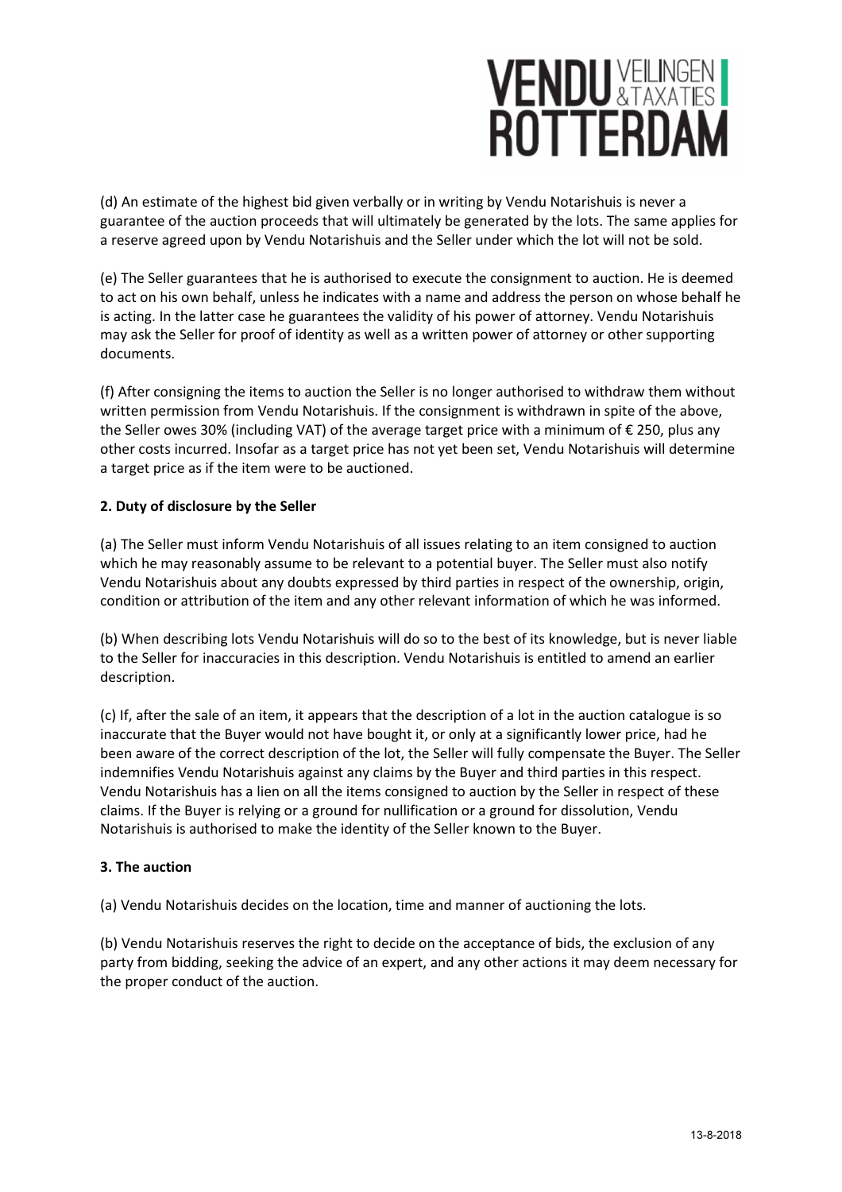(d) An estimate of the highest bid given verbally or in writing by Vendu Notarishuis is never a guarantee of the auction proceeds that will ultimately be generated by the lots. The same applies for a reserve agreed upon by Vendu Notarishuis and the Seller under which the lot will not be sold.

(e) The Seller guarantees that he is authorised to execute the consignment to auction. He is deemed to act on his own behalf, unless he indicates with a name and address the person on whose behalf he is acting. In the latter case he guarantees the validity of his power of attorney. Vendu Notarishuis may ask the Seller for proof of identity as well as a written power of attorney or other supporting documents.

(f) After consigning the items to auction the Seller is no longer authorised to withdraw them without written permission from Vendu Notarishuis. If the consignment is withdrawn in spite of the above, the Seller owes 30% (including VAT) of the average target price with a minimum of € 250, plus any other costs incurred. Insofar as a target price has not yet been set, Vendu Notarishuis will determine a target price as if the item were to be auctioned.

**2. Duty of disclosure by the Seller**

(a) The Seller must inform Vendu Notarishuis of all issues relating to an item consigned to auction which he may reasonably assume to be relevant to a potential buyer. The Seller must also notify Vendu Notarishuis about any doubts expressed by third parties in respect of the ownership, origin, condition or attribution of the item and any other relevant information of which he was informed.

(b) When describing lots Vendu Notarishuis will do so to the best of its knowledge, but is never liable to the Seller for inaccuracies in this description. Vendu Notarishuis is entitled to amend an earlier description.

(c) If, after the sale of an item, it appears that the description of a lot in the auction catalogue is so inaccurate that the Buyer would not have bought it, or only at a significantly lower price, had he been aware of the correct description of the lot, the Seller will fully compensate the Buyer. The Seller indemnifies Vendu Notarishuis against any claims by the Buyer and third parties in this respect. Vendu Notarishuis has a lien on all the items consigned to auction by the Seller in respect of these claims. If the Buyer is relying or a ground for nullification or a ground for dissolution, Vendu Notarishuis is authorised to make the identity of the Seller known to the Buyer.

**3. The auction**

(a) Vendu Notarishuis decides on the location, time and manner of auctioning the lots.

(b) Vendu Notarishuis reserves the right to decide on the acceptance of bids, the exclusion of any party from bidding, seeking the advice of an expert, and any other actions it may deem necessary for the proper conduct of the auction.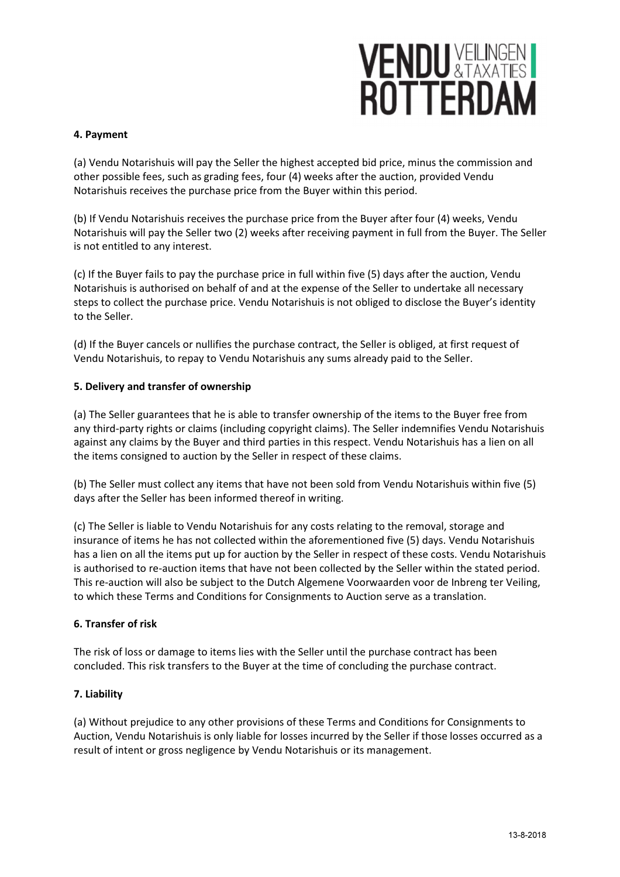### 4. Payment

(a) Vendu Notarishuis will pay the Seller the highest accepted bid price, minus the commission and other possible fees, such as grading fees, four (4) weeks after the auction, provided Vendu Notarishuis receives the purchase price from the Buyer within this period.

(b) If Vendu Notarishuis receives the purchase price from the Buyer after four (4) weeks, Vendu Notarishuis will pay the Seller two (2) weeks after receiving payment in full from the Buyer. The Seller is not entitled to any interest.

(c) If the Buyer fails to pay the purchase price in full within five (5) days after the auction, Vendu Notarishuis is authorised on behalf of and at the expense of the Seller to undertake all necessary steps to collect the purchase price. Vendu Notarishuis is not obliged to disclose the Buyer's identity to the Seller.

(d) If the Buyer cancels or nullifies the purchase contract, the Seller is obliged, at first request of Vendu Notarishuis, to repay to Vendu Notarishuis any sums already paid to the Seller.

### 5. Delivery and transfer of ownership

(a) The Seller guarantees that he is able to transfer ownership of the items to the Buyer free from any third-party rights or claims (including copyright claims). The Seller indemnifies Vendu Notarishuis against any claims by the Buyer and third parties in this respect. Vendu Notarishuis has a lien on all the items consigned to auction by the Seller in respect of these claims.

(b) The Seller must collect any items that have not been sold from Vendu Notarishuis within five (5) days after the Seller has been informed thereof in writing.

(c) The Seller is liable to Vendu Notarishuis for any costs relating to the removal, storage and insurance of items he has not collected within the aforementioned five (5) days. Vendu Notarishuis has a lien on all the items put up for auction by the Seller in respect of these costs. Vendu Notarishuis is authorised to re-auction items that have not been collected by the Seller within the stated period. This re-auction will also be subject to the Dutch Algemene Voorwaarden voor de Inbreng ter Veiling, to which these Terms and Conditions for Consignments to Auction serve as a translation.

### 6. Transfer of risk

The risk of loss or damage to items lies with the Seller until the purchase contract has been concluded. This risk transfers to the Buyer at the time of concluding the purchase contract.

### 7. Liability

(a) Without prejudice to any other provisions of these Terms and Conditions for Consignments to Auction, Vendu Notarishuis is only liable for losses incurred by the Seller if those losses occurred as a result of intent or gross negligence by Vendu Notarishuis or its management.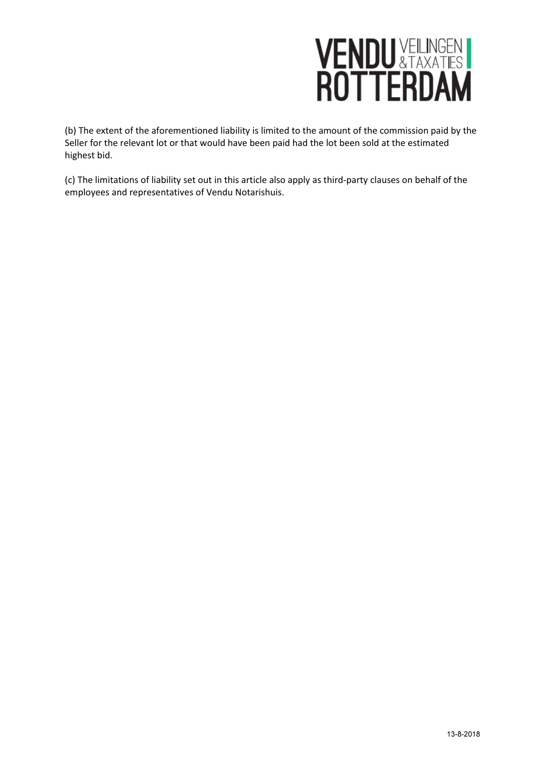(b) The extent of the aforementioned liability is limited to the amount of the commission paid by the Seller for the relevant lot or that would have been paid had the lot been sold at the estimated highest bid.

(c) The limitations of liability set out in this article also apply as third-party clauses on behalf of the employees and representatives of Vendu Notarishuis.